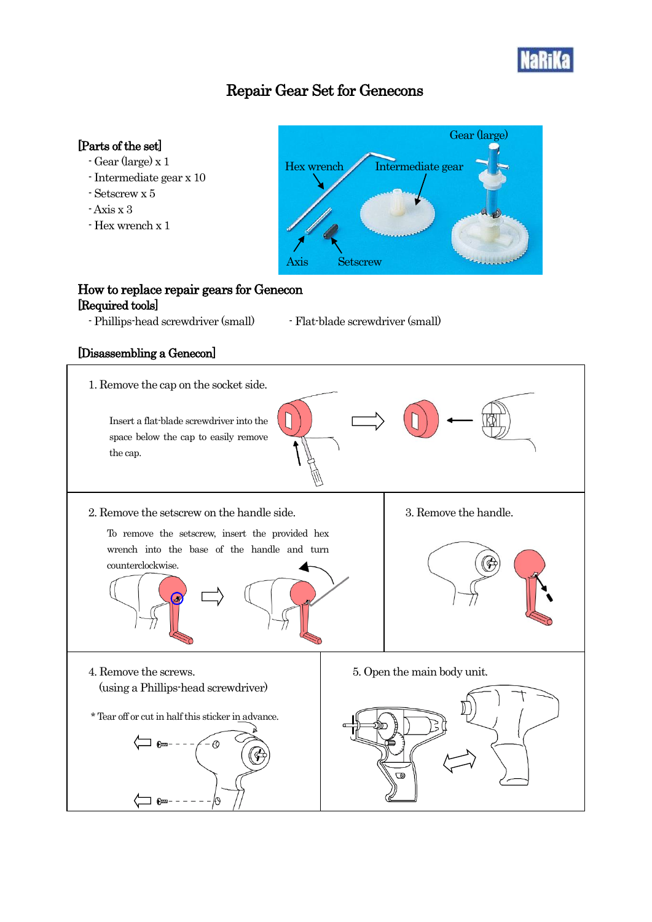# Repair Gear Set for Genecons

[Parts of the set]

- Gear (large) x 1
- Intermediate gear x 10
- Setscrew x 5
- Axis x 3
- Hex wrench x 1

Gear (large)
Hex wrench
Intermediate gear
Axis
Setscrew

## How to replace repair gears for Genecon

[Required tools]

- Phillips-head screwdriver (small)
- Flat-blade screwdriver (small)

[Disassembling a Genecon]

1. Remove the cap on the socket side.

Insert a flat-blade screwdriver into the space below the cap to easily remove the cap.

2. Remove the setscrew on the handle side.

To remove the setscrew, insert the provided hex wrench into the base of the handle and turn counterclockwise.

3. Remove the handle.

4. Remove the screws.
(using a Phillips-head screwdriver)

* Tear off or cut in half this sticker in advance.

5. Open the main body unit.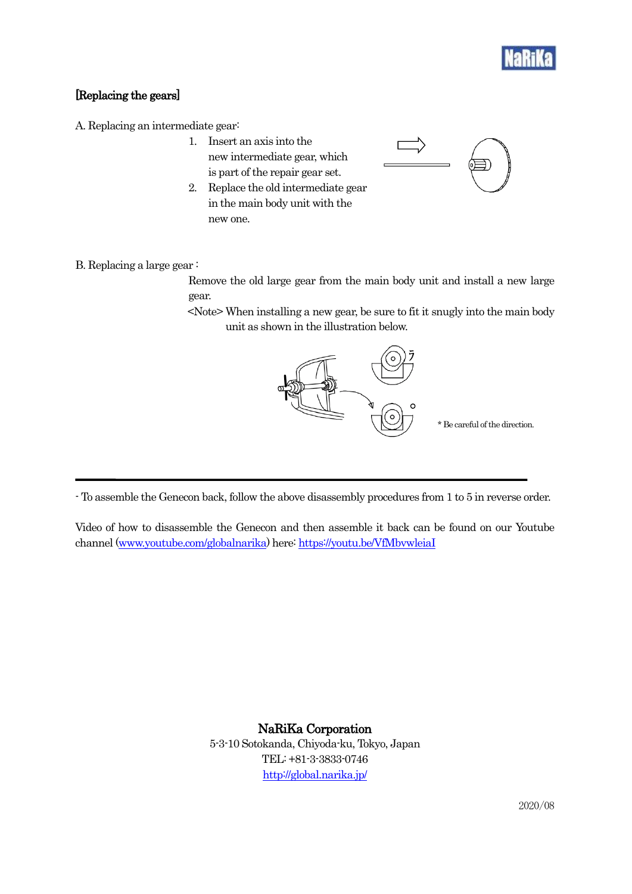## [Replacing the gears]

A. Replacing an intermediate gear:

1. Insert an axis into the new intermediate gear, which is part of the repair gear set.
2. Replace the old intermediate gear in the main body unit with the new one.

B. Replacing a large gear :

Remove the old large gear from the main body unit and install a new large gear.

<Note> When installing a new gear, be sure to fit it snugly into the main body unit as shown in the illustration below.

ﾗ

o

* Be careful of the direction.

---

- To assemble the Genecon back, follow the above disassembly procedures from 1 to 5 in reverse order.

Video of how to disassemble the Genecon and then assemble it back can be found on our Youtube channel (www.youtube.com/globalnarika) here: https://youtu.be/VfMbvwleiaI

**NaRiKa Corporation**
5-3-10 Sotokanda, Chiyoda-ku, Tokyo, Japan
TEL: +81-3-3833-0746
http://global.narika.jp/

2020/08